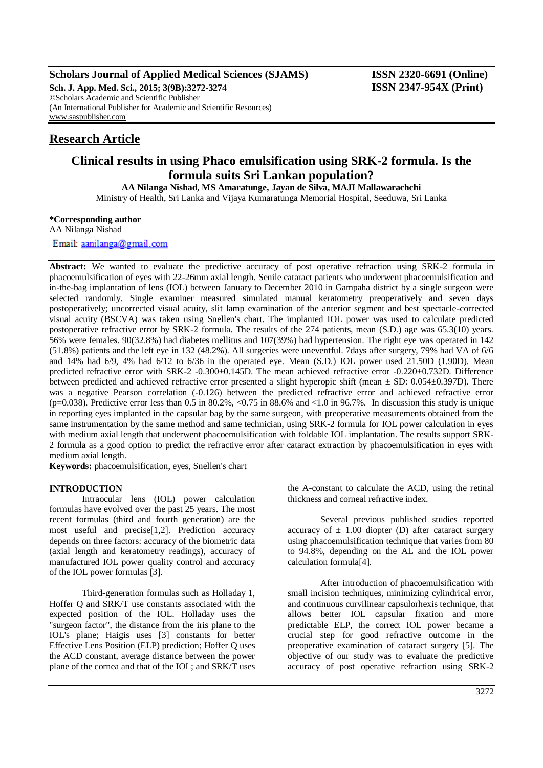**Research Article**

# Clinical results in using Phaco emulsification using SRK-2 formula. Is the formula suits Sri Lankan population?

**AA Nilanga Nishad, MS Amaratunge, Jayan de Silva, MAJI Mallawarachchi**

Ministry of Health, Sri Lanka and Vijaya Kumaratunga Memorial Hospital, Seeduwa, Sri Lanka

**\*Corresponding author**
AA Nilanga Nishad
Email: aanilanga@gmail.com

**Abstract:** We wanted to evaluate the predictive accuracy of post operative refraction using SRK-2 formula in phacoemulsification of eyes with 22-26mm axial length. Senile cataract patients who underwent phacoemulsification and in-the-bag implantation of lens (IOL) between January to December 2010 in Gampaha district by a single surgeon were selected randomly. Single examiner measured simulated manual keratometry preoperatively and seven days postoperatively; uncorrected visual acuity, slit lamp examination of the anterior segment and best spectacle-corrected visual acuity (BSCVA) was taken using Snellen's chart. The implanted IOL power was used to calculate predicted postoperative refractive error by SRK-2 formula. The results of the 274 patients, mean (S.D.) age was 65.3(10) years. 56% were females. 90(32.8%) had diabetes mellitus and 107(39%) had hypertension. The right eye was operated in 142 (51.8%) patients and the left eye in 132 (48.2%). All surgeries were uneventful. 7days after surgery, 79% had VA of 6/6 and 14% had 6/9, 4% had 6/12 to 6/36 in the operated eye. Mean (S.D.) IOL power used 21.50D (1.90D). Mean predicted refractive error with SRK-2 -0.300±0.145D. The mean achieved refractive error -0.220±0.732D. Difference between predicted and achieved refractive error presented a slight hyperopic shift (mean ± SD: 0.054±0.397D). There was a negative Pearson correlation (-0.126) between the predicted refractive error and achieved refractive error ($p=0.038$). Predictive error less than 0.5 in 80.2%, <0.75 in 88.6% and <1.0 in 96.7%. In discussion this study is unique in reporting eyes implanted in the capsular bag by the same surgeon, with preoperative measurements obtained from the same instrumentation by the same method and same technician, using SRK-2 formula for IOL power calculation in eyes with medium axial length that underwent phacoemulsification with foldable IOL implantation. The results support SRK-2 formula as a good option to predict the refractive error after cataract extraction by phacoemulsification in eyes with medium axial length.

**Keywords:** phacoemulsification, eyes, Snellen's chart

## INTRODUCTION

Intraocular lens (IOL) power calculation formulas have evolved over the past 25 years. The most recent formulas (third and fourth generation) are the most useful and precise[1,2]. Prediction accuracy depends on three factors: accuracy of the biometric data (axial length and keratometry readings), accuracy of manufactured IOL power quality control and accuracy of the IOL power formulas [3].

Third-generation formulas such as Holladay 1, Hoffer Q and SRK/T use constants associated with the expected position of the IOL. Holladay uses the "surgeon factor", the distance from the iris plane to the IOL's plane; Haigis uses [3] constants for better Effective Lens Position (ELP) prediction; Hoffer Q uses the ACD constant, average distance between the power plane of the cornea and that of the IOL; and SRK/T uses the A-constant to calculate the ACD, using the retinal thickness and corneal refractive index.

Several previous published studies reported accuracy of ± 1.00 diopter (D) after cataract surgery using phacoemulsification technique that varies from 80 to 94.8%, depending on the AL and the IOL power calculation formula[4].

After introduction of phacoemulsification with small incision techniques, minimizing cylindrical error, and continuous curvilinear capsulorhexis technique, that allows better IOL capsular fixation and more predictable ELP, the correct IOL power became a crucial step for good refractive outcome in the preoperative examination of cataract surgery [5]. The objective of our study was to evaluate the predictive accuracy of post operative refraction using SRK-2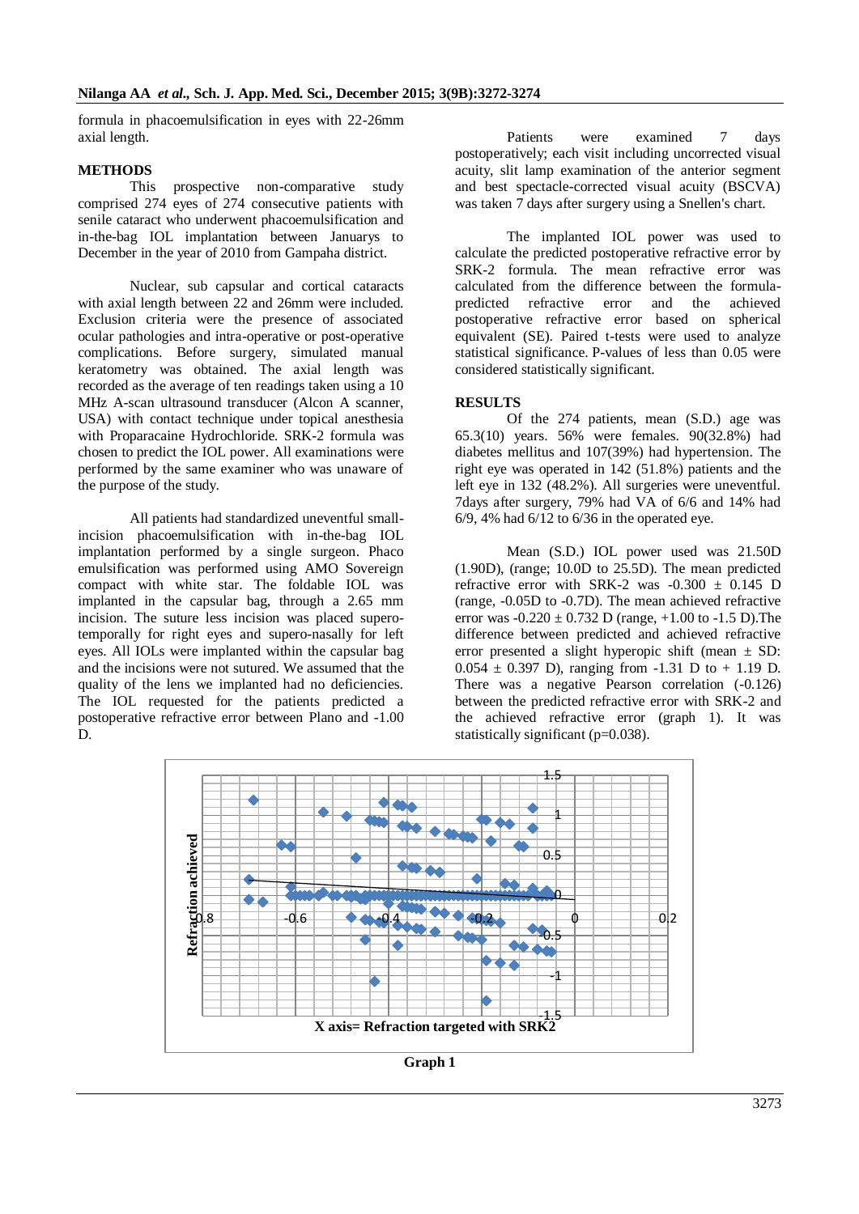formula in phacoemulsification in eyes with 22-26mm axial length.

## METHODS

This prospective non-comparative study comprised 274 eyes of 274 consecutive patients with senile cataract who underwent phacoemulsification and in-the-bag IOL implantation between Januarys to December in the year of 2010 from Gampaha district.

Nuclear, sub capsular and cortical cataracts with axial length between 22 and 26mm were included. Exclusion criteria were the presence of associated ocular pathologies and intra-operative or post-operative complications. Before surgery, simulated manual keratometry was obtained. The axial length was recorded as the average of ten readings taken using a 10 MHz A-scan ultrasound transducer (Alcon A scanner, USA) with contact technique under topical anesthesia with Proparacaine Hydrochloride. SRK-2 formula was chosen to predict the IOL power. All examinations were performed by the same examiner who was unaware of the purpose of the study.

All patients had standardized uneventful small-incision phacoemulsification with in-the-bag IOL implantation performed by a single surgeon. Phaco emulsification was performed using AMO Sovereign compact with white star. The foldable IOL was implanted in the capsular bag, through a 2.65 mm incision. The suture less incision was placed supero-temporally for right eyes and supero-nasally for left eyes. All IOLs were implanted within the capsular bag and the incisions were not sutured. We assumed that the quality of the lens we implanted had no deficiencies. The IOL requested for the patients predicted a postoperative refractive error between Plano and -1.00 D.

Patients were examined 7 days postoperatively; each visit including uncorrected visual acuity, slit lamp examination of the anterior segment and best spectacle-corrected visual acuity (BSCVA) was taken 7 days after surgery using a Snellen's chart.

The implanted IOL power was used to calculate the predicted postoperative refractive error by SRK-2 formula. The mean refractive error was calculated from the difference between the formula-predicted refractive error and the achieved postoperative refractive error based on spherical equivalent (SE). Paired t-tests were used to analyze statistical significance. P-values of less than 0.05 were considered statistically significant.

## RESULTS

Of the 274 patients, mean (S.D.) age was 65.3(10) years. 56% were females. 90(32.8%) had diabetes mellitus and 107(39%) had hypertension. The right eye was operated in 142 (51.8%) patients and the left eye in 132 (48.2%). All surgeries were uneventful. 7days after surgery, 79% had VA of 6/6 and 14% had 6/9, 4% had 6/12 to 6/36 in the operated eye.

Mean (S.D.) IOL power used was 21.50D (1.90D), (range; 10.0D to 25.5D). The mean predicted refractive error with SRK-2 was $-0.300 \pm 0.145$ D (range, -0.05D to -0.7D). The mean achieved refractive error was $-0.220 \pm 0.732$ D (range, +1.00 to -1.5 D).The difference between predicted and achieved refractive error presented a slight hyperopic shift (mean ± SD: $0.054 \pm 0.397$ D), ranging from -1.31 D to + 1.19 D. There was a negative Pearson correlation (-0.126) between the predicted refractive error with SRK-2 and the achieved refractive error (graph 1). It was statistically significant ($p=0.038$).

**Graph 1**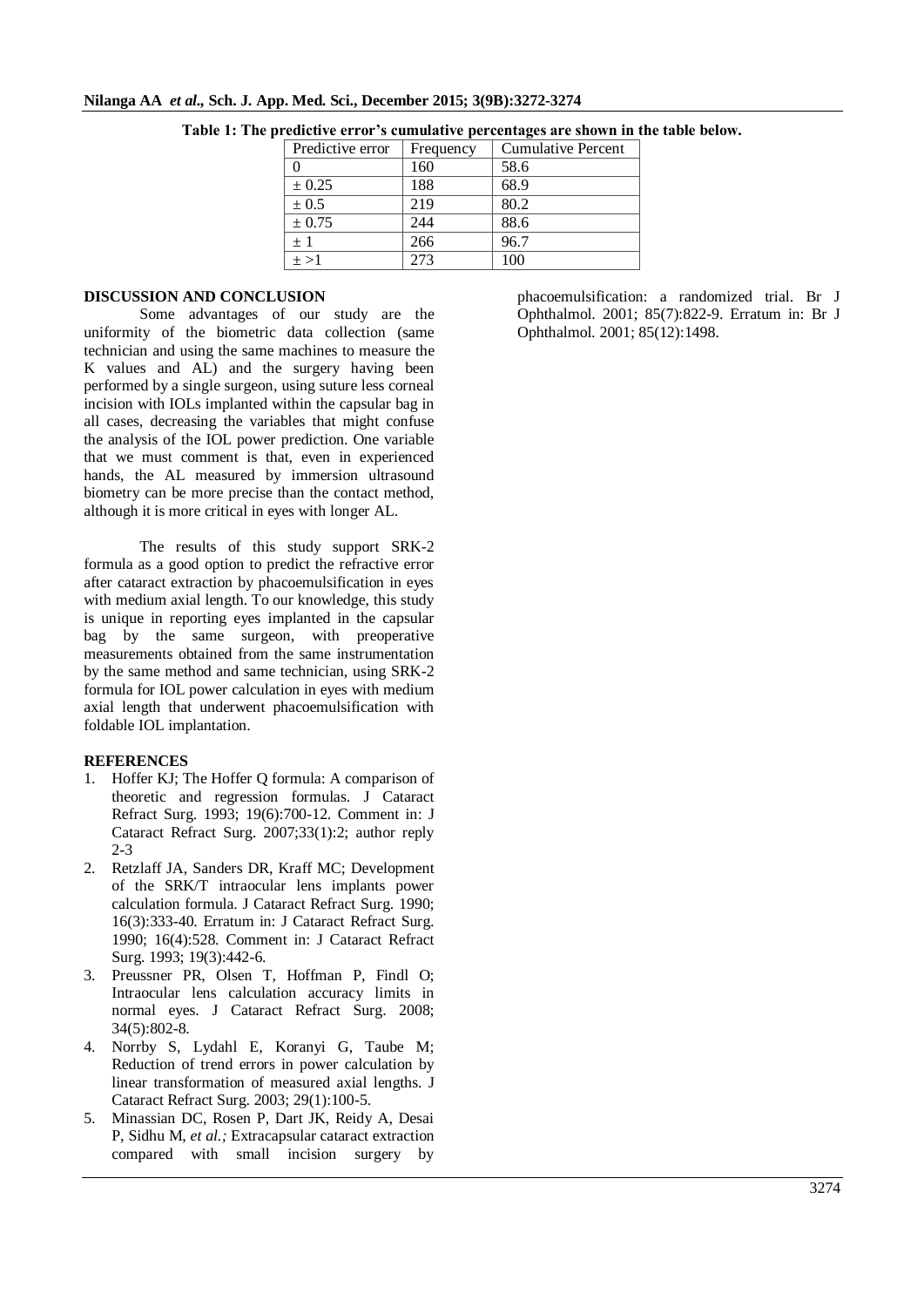**Table 1: The predictive error's cumulative percentages are shown in the table below.**

| Predictive error | Frequency | Cumulative Percent |
|---|---|---|
| 0 | 160 | 58.6 |
| ± 0.25 | 188 | 68.9 |
| ± 0.5 | 219 | 80.2 |
| ± 0.75 | 244 | 88.6 |
| ± 1 | 266 | 96.7 |
| ± >1 | 273 | 100 |

## DISCUSSION AND CONCLUSION

Some advantages of our study are the uniformity of the biometric data collection (same technician and using the same machines to measure the K values and AL) and the surgery having been performed by a single surgeon, using suture less corneal incision with IOLs implanted within the capsular bag in all cases, decreasing the variables that might confuse the analysis of the IOL power prediction. One variable that we must comment is that, even in experienced hands, the AL measured by immersion ultrasound biometry can be more precise than the contact method, although it is more critical in eyes with longer AL.

The results of this study support SRK-2 formula as a good option to predict the refractive error after cataract extraction by phacoemulsification in eyes with medium axial length. To our knowledge, this study is unique in reporting eyes implanted in the capsular bag by the same surgeon, with preoperative measurements obtained from the same instrumentation by the same method and same technician, using SRK-2 formula for IOL power calculation in eyes with medium axial length that underwent phacoemulsification with foldable IOL implantation.

## REFERENCES

1. Hoffer KJ; The Hoffer Q formula: A comparison of theoretic and regression formulas. J Cataract Refract Surg. 1993; 19(6):700-12. Comment in: J Cataract Refract Surg. 2007;33(1):2; author reply 2-3
2. Retzlaff JA, Sanders DR, Kraff MC; Development of the SRK/T intraocular lens implants power calculation formula. J Cataract Refract Surg. 1990; 16(3):333-40. Erratum in: J Cataract Refract Surg. 1990; 16(4):528. Comment in: J Cataract Refract Surg. 1993; 19(3):442-6.
3. Preussner PR, Olsen T, Hoffman P, Findl O; Intraocular lens calculation accuracy limits in normal eyes. J Cataract Refract Surg. 2008; 34(5):802-8.
4. Norrby S, Lydahl E, Koranyi G, Taube M; Reduction of trend errors in power calculation by linear transformation of measured axial lengths. J Cataract Refract Surg. 2003; 29(1):100-5.
5. Minassian DC, Rosen P, Dart JK, Reidy A, Desai P, Sidhu M, *et al.;* Extracapsular cataract extraction compared with small incision surgery by phacoemulsification: a randomized trial. Br J Ophthalmol. 2001; 85(7):822-9. Erratum in: Br J Ophthalmol. 2001; 85(12):1498.